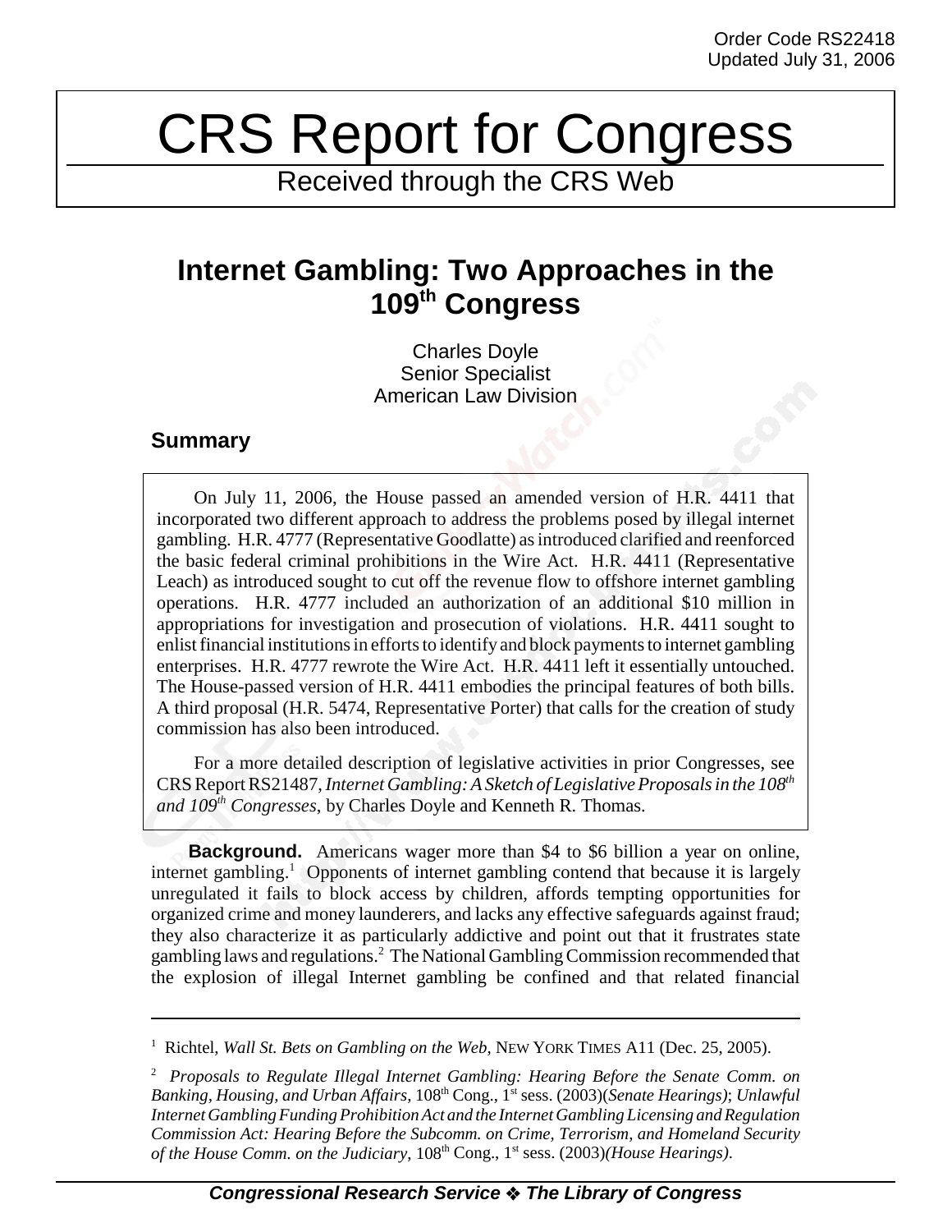Order Code RS22418
Updated July 31, 2006

# CRS Report for Congress

Received through the CRS Web

## Internet Gambling: Two Approaches in the 109th Congress

Charles Doyle
Senior Specialist
American Law Division

### Summary

On July 11, 2006, the House passed an amended version of H.R. 4411 that incorporated two different approach to address the problems posed by illegal internet gambling. H.R. 4777 (Representative Goodlatte) as introduced clarified and reenforced the basic federal criminal prohibitions in the Wire Act. H.R. 4411 (Representative Leach) as introduced sought to cut off the revenue flow to offshore internet gambling operations. H.R. 4777 included an authorization of an additional $10 million in appropriations for investigation and prosecution of violations. H.R. 4411 sought to enlist financial institutions in efforts to identify and block payments to internet gambling enterprises. H.R. 4777 rewrote the Wire Act. H.R. 4411 left it essentially untouched. The House-passed version of H.R. 4411 embodies the principal features of both bills. A third proposal (H.R. 5474, Representative Porter) that calls for the creation of study commission has also been introduced.

For a more detailed description of legislative activities in prior Congresses, see CRS Report RS21487, *Internet Gambling: A Sketch of Legislative Proposals in the 108th and 109th Congresses*, by Charles Doyle and Kenneth R. Thomas.

**Background.** Americans wager more than $4 to $6 billion a year on online, internet gambling.[1] Opponents of internet gambling contend that because it is largely unregulated it fails to block access by children, affords tempting opportunities for organized crime and money launderers, and lacks any effective safeguards against fraud; they also characterize it as particularly addictive and point out that it frustrates state gambling laws and regulations.[2] The National Gambling Commission recommended that the explosion of illegal Internet gambling be confined and that related financial

---

[1] Richtel, *Wall St. Bets on Gambling on the Web*, NEW YORK TIMES A11 (Dec. 25, 2005).

[2] *Proposals to Regulate Illegal Internet Gambling: Hearing Before the Senate Comm. on Banking, Housing, and Urban Affairs*, 108th Cong., 1st sess. (2003)(*Senate Hearings)*; *Unlawful Internet Gambling Funding Prohibition Act and the Internet Gambling Licensing and Regulation Commission Act: Hearing Before the Subcomm. on Crime, Terrorism, and Homeland Security of the House Comm. on the Judiciary*, 108th Cong., 1st sess. (2003)*(House Hearings)*.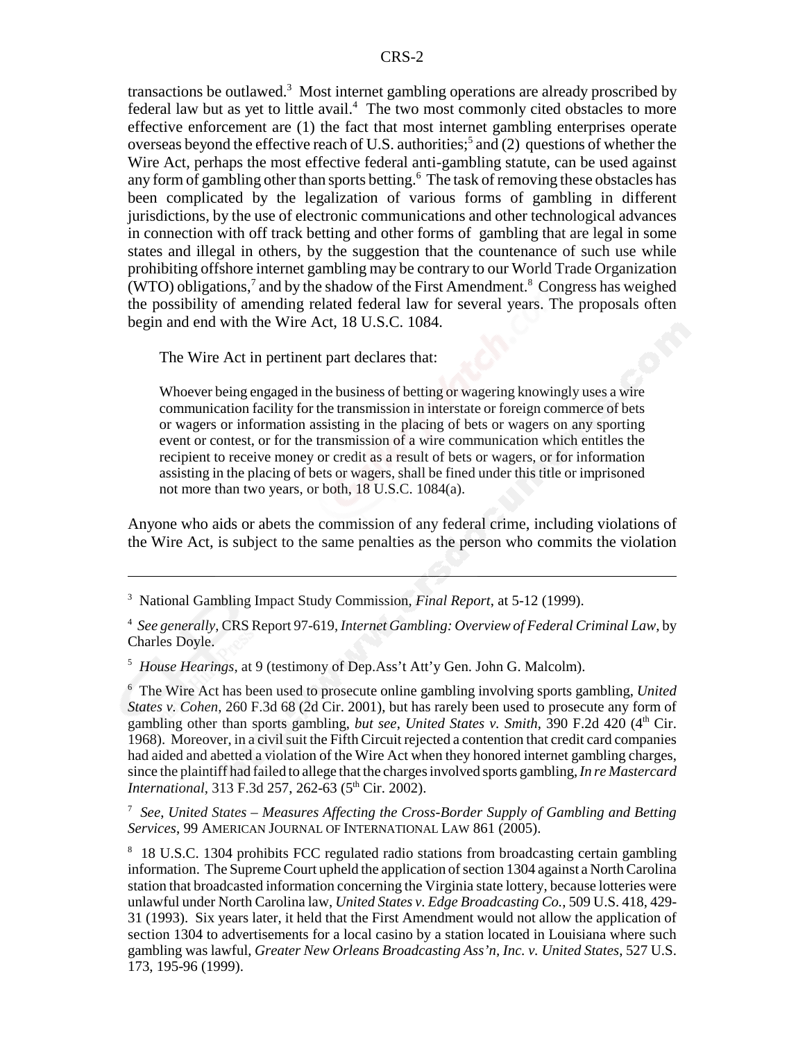transactions be outlawed.[3] Most internet gambling operations are already proscribed by federal law but as yet to little avail.[4] The two most commonly cited obstacles to more effective enforcement are (1) the fact that most internet gambling enterprises operate overseas beyond the effective reach of U.S. authorities;[5] and (2) questions of whether the Wire Act, perhaps the most effective federal anti-gambling statute, can be used against any form of gambling other than sports betting.[6] The task of removing these obstacles has been complicated by the legalization of various forms of gambling in different jurisdictions, by the use of electronic communications and other technological advances in connection with off track betting and other forms of gambling that are legal in some states and illegal in others, by the suggestion that the countenance of such use while prohibiting offshore internet gambling may be contrary to our World Trade Organization (WTO) obligations,[7] and by the shadow of the First Amendment.[8] Congress has weighed the possibility of amending related federal law for several years. The proposals often begin and end with the Wire Act, 18 U.S.C. 1084.

The Wire Act in pertinent part declares that:

> Whoever being engaged in the business of betting or wagering knowingly uses a wire communication facility for the transmission in interstate or foreign commerce of bets or wagers or information assisting in the placing of bets or wagers on any sporting event or contest, or for the transmission of a wire communication which entitles the recipient to receive money or credit as a result of bets or wagers, or for information assisting in the placing of bets or wagers, shall be fined under this title or imprisoned not more than two years, or both, 18 U.S.C. 1084(a).

Anyone who aids or abets the commission of any federal crime, including violations of the Wire Act, is subject to the same penalties as the person who commits the violation

---

[3] National Gambling Impact Study Commission, *Final Report*, at 5-12 (1999).

[4] *See generally*, CRS Report 97-619, *Internet Gambling: Overview of Federal Criminal Law*, by Charles Doyle.

[5] *House Hearings*, at 9 (testimony of Dep.Ass't Att'y Gen. John G. Malcolm).

[6] The Wire Act has been used to prosecute online gambling involving sports gambling, *United States v. Cohen*, 260 F.3d 68 (2d Cir. 2001), but has rarely been used to prosecute any form of gambling other than sports gambling, *but see*, *United States v. Smith*, 390 F.2d 420 (4th Cir. 1968). Moreover, in a civil suit the Fifth Circuit rejected a contention that credit card companies had aided and abetted a violation of the Wire Act when they honored internet gambling charges, since the plaintiff had failed to allege that the charges involved sports gambling, *In re Mastercard International*, 313 F.3d 257, 262-63 (5th Cir. 2002).

[7] *See*, *United States – Measures Affecting the Cross-Border Supply of Gambling and Betting Services*, 99 AMERICAN JOURNAL OF INTERNATIONAL LAW 861 (2005).

[8] 18 U.S.C. 1304 prohibits FCC regulated radio stations from broadcasting certain gambling information. The Supreme Court upheld the application of section 1304 against a North Carolina station that broadcasted information concerning the Virginia state lottery, because lotteries were unlawful under North Carolina law, *United States v. Edge Broadcasting Co.*, 509 U.S. 418, 429-31 (1993). Six years later, it held that the First Amendment would not allow the application of section 1304 to advertisements for a local casino by a station located in Louisiana where such gambling was lawful, *Greater New Orleans Broadcasting Ass'n, Inc. v. United States*, 527 U.S. 173, 195-96 (1999).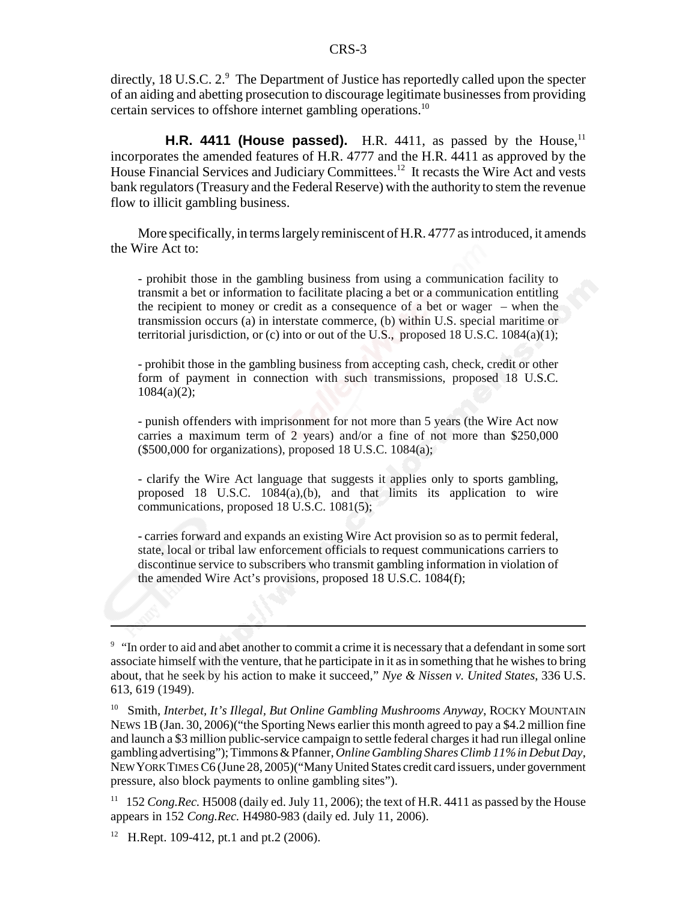directly, 18 U.S.C. 2.[9] The Department of Justice has reportedly called upon the specter of an aiding and abetting prosecution to discourage legitimate businesses from providing certain services to offshore internet gambling operations.[10]

**H.R. 4411 (House passed).** H.R. 4411, as passed by the House,[11] incorporates the amended features of H.R. 4777 and the H.R. 4411 as approved by the House Financial Services and Judiciary Committees.[12] It recasts the Wire Act and vests bank regulators (Treasury and the Federal Reserve) with the authority to stem the revenue flow to illicit gambling business.

More specifically, in terms largely reminiscent of H.R. 4777 as introduced, it amends the Wire Act to:

> - prohibit those in the gambling business from using a communication facility to transmit a bet or information to facilitate placing a bet or a communication entitling the recipient to money or credit as a consequence of a bet or wager – when the transmission occurs (a) in interstate commerce, (b) within U.S. special maritime or territorial jurisdiction, or (c) into or out of the U.S., proposed 18 U.S.C. 1084(a)(1);
>
> - prohibit those in the gambling business from accepting cash, check, credit or other form of payment in connection with such transmissions, proposed 18 U.S.C. 1084(a)(2);
>
> - punish offenders with imprisonment for not more than 5 years (the Wire Act now carries a maximum term of 2 years) and/or a fine of not more than $250,000 ($500,000 for organizations), proposed 18 U.S.C. 1084(a);
>
> - clarify the Wire Act language that suggests it applies only to sports gambling, proposed 18 U.S.C. 1084(a),(b), and that limits its application to wire communications, proposed 18 U.S.C. 1081(5);
>
> - carries forward and expands an existing Wire Act provision so as to permit federal, state, local or tribal law enforcement officials to request communications carriers to discontinue service to subscribers who transmit gambling information in violation of the amended Wire Act's provisions, proposed 18 U.S.C. 1084(f);

---

[9] "In order to aid and abet another to commit a crime it is necessary that a defendant in some sort associate himself with the venture, that he participate in it as in something that he wishes to bring about, that he seek by his action to make it succeed," *Nye & Nissen v. United States*, 336 U.S. 613, 619 (1949).

[10] Smith, *Interbet, It's Illegal, But Online Gambling Mushrooms Anyway*, ROCKY MOUNTAIN NEWS 1B (Jan. 30, 2006)("the Sporting News earlier this month agreed to pay a $4.2 million fine and launch a $3 million public-service campaign to settle federal charges it had run illegal online gambling advertising"); Timmons & Pfanner, *Online Gambling Shares Climb 11% in Debut Day*, NEW YORK TIMES C6 (June 28, 2005)("Many United States credit card issuers, under government pressure, also block payments to online gambling sites").

[11] 152 *Cong.Rec.* H5008 (daily ed. July 11, 2006); the text of H.R. 4411 as passed by the House appears in 152 *Cong.Rec.* H4980-983 (daily ed. July 11, 2006).

[12] H.Rept. 109-412, pt.1 and pt.2 (2006).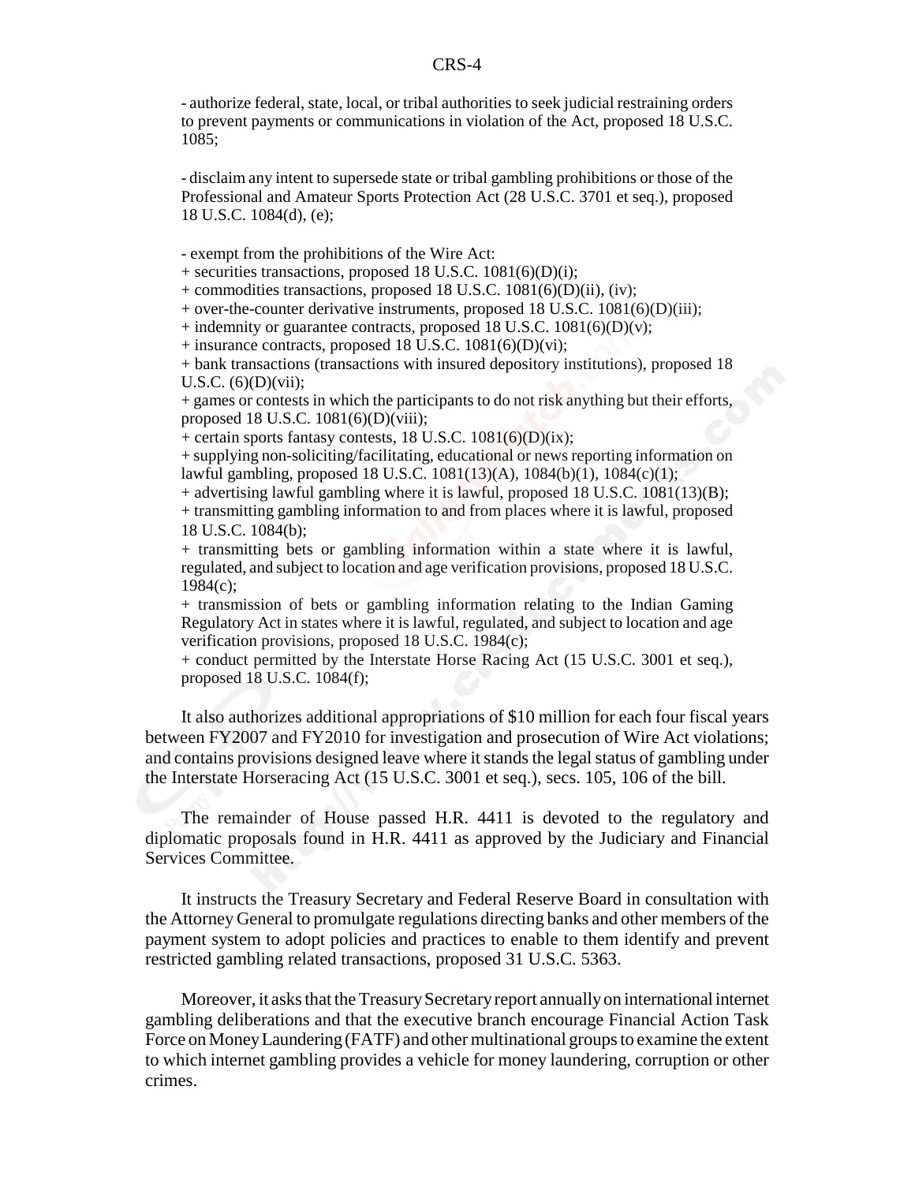- authorize federal, state, local, or tribal authorities to seek judicial restraining orders to prevent payments or communications in violation of the Act, proposed 18 U.S.C. 1085;

- disclaim any intent to supersede state or tribal gambling prohibitions or those of the Professional and Amateur Sports Protection Act (28 U.S.C. 3701 et seq.), proposed 18 U.S.C. 1084(d), (e);

- exempt from the prohibitions of the Wire Act:
+ securities transactions, proposed 18 U.S.C. 1081(6)(D)(i);
+ commodities transactions, proposed 18 U.S.C. 1081(6)(D)(ii), (iv);
+ over-the-counter derivative instruments, proposed 18 U.S.C. 1081(6)(D)(iii);
+ indemnity or guarantee contracts, proposed 18 U.S.C. 1081(6)(D)(v);
+ insurance contracts, proposed 18 U.S.C. 1081(6)(D)(vi);
+ bank transactions (transactions with insured depository institutions), proposed 18 U.S.C. (6)(D)(vii);
+ games or contests in which the participants to do not risk anything but their efforts, proposed 18 U.S.C. 1081(6)(D)(viii);
+ certain sports fantasy contests, 18 U.S.C. 1081(6)(D)(ix);
+ supplying non-soliciting/facilitating, educational or news reporting information on lawful gambling, proposed 18 U.S.C. 1081(13)(A), 1084(b)(1), 1084(c)(1);
+ advertising lawful gambling where it is lawful, proposed 18 U.S.C. 1081(13)(B);
+ transmitting gambling information to and from places where it is lawful, proposed 18 U.S.C. 1084(b);
+ transmitting bets or gambling information within a state where it is lawful, regulated, and subject to location and age verification provisions, proposed 18 U.S.C. 1984(c);
+ transmission of bets or gambling information relating to the Indian Gaming Regulatory Act in states where it is lawful, regulated, and subject to location and age verification provisions, proposed 18 U.S.C. 1984(c);
+ conduct permitted by the Interstate Horse Racing Act (15 U.S.C. 3001 et seq.), proposed 18 U.S.C. 1084(f);

It also authorizes additional appropriations of $10 million for each four fiscal years between FY2007 and FY2010 for investigation and prosecution of Wire Act violations; and contains provisions designed leave where it stands the legal status of gambling under the Interstate Horseracing Act (15 U.S.C. 3001 et seq.), secs. 105, 106 of the bill.

The remainder of House passed H.R. 4411 is devoted to the regulatory and diplomatic proposals found in H.R. 4411 as approved by the Judiciary and Financial Services Committee.

It instructs the Treasury Secretary and Federal Reserve Board in consultation with the Attorney General to promulgate regulations directing banks and other members of the payment system to adopt policies and practices to enable to them identify and prevent restricted gambling related transactions, proposed 31 U.S.C. 5363.

Moreover, it asks that the Treasury Secretary report annually on international internet gambling deliberations and that the executive branch encourage Financial Action Task Force on Money Laundering (FATF) and other multinational groups to examine the extent to which internet gambling provides a vehicle for money laundering, corruption or other crimes.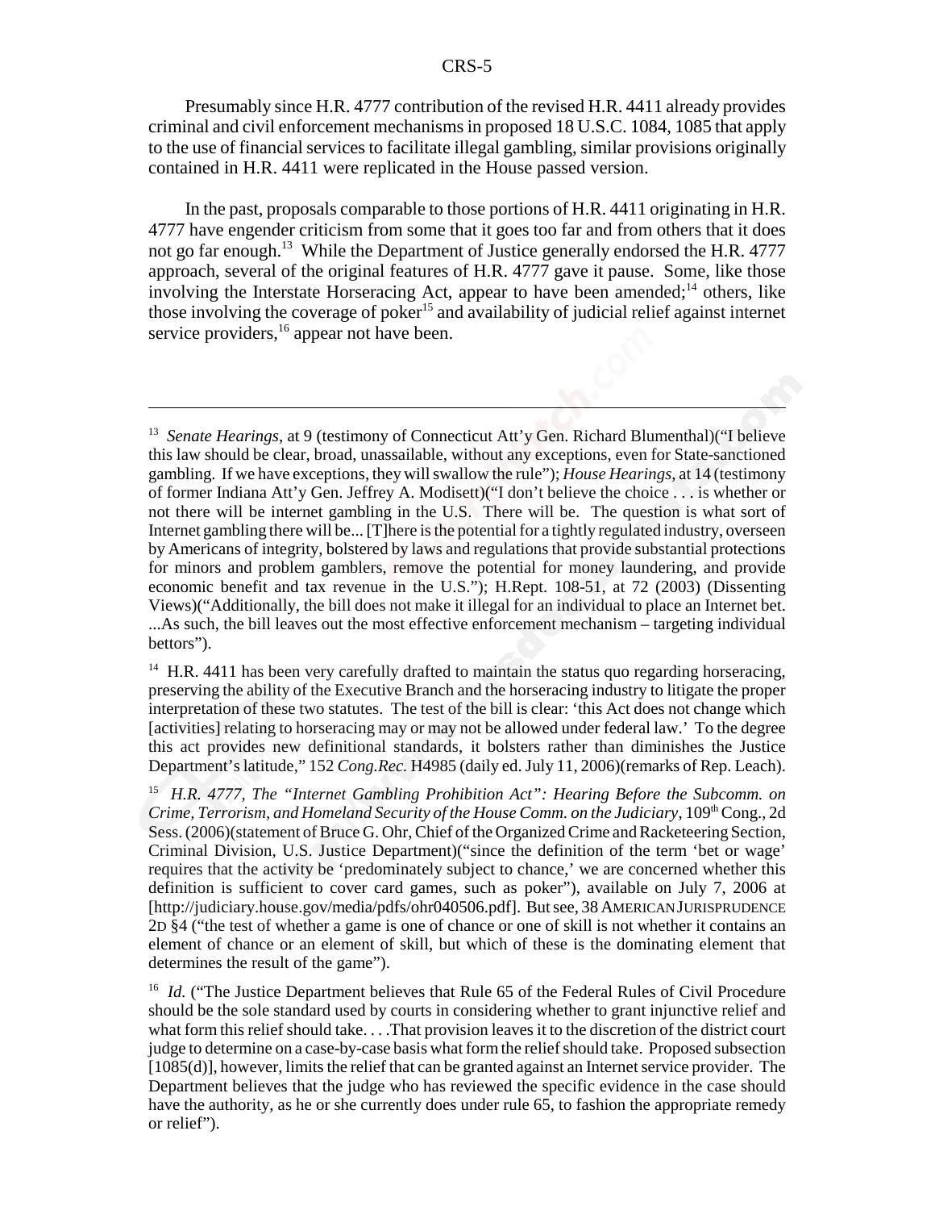Presumably since H.R. 4777 contribution of the revised H.R. 4411 already provides criminal and civil enforcement mechanisms in proposed 18 U.S.C. 1084, 1085 that apply to the use of financial services to facilitate illegal gambling, similar provisions originally contained in H.R. 4411 were replicated in the House passed version.

In the past, proposals comparable to those portions of H.R. 4411 originating in H.R. 4777 have engender criticism from some that it goes too far and from others that it does not go far enough.[13] While the Department of Justice generally endorsed the H.R. 4777 approach, several of the original features of H.R. 4777 gave it pause. Some, like those involving the Interstate Horseracing Act, appear to have been amended;[14] others, like those involving the coverage of poker[15] and availability of judicial relief against internet service providers,[16] appear not have been.

---

[13] *Senate Hearings*, at 9 (testimony of Connecticut Att'y Gen. Richard Blumenthal)("I believe this law should be clear, broad, unassailable, without any exceptions, even for State-sanctioned gambling. If we have exceptions, they will swallow the rule"); *House Hearings*, at 14 (testimony of former Indiana Att'y Gen. Jeffrey A. Modisett)("I don't believe the choice . . . is whether or not there will be internet gambling in the U.S. There will be. The question is what sort of Internet gambling there will be... [T]here is the potential for a tightly regulated industry, overseen by Americans of integrity, bolstered by laws and regulations that provide substantial protections for minors and problem gamblers, remove the potential for money laundering, and provide economic benefit and tax revenue in the U.S."); H.Rept. 108-51, at 72 (2003) (Dissenting Views)("Additionally, the bill does not make it illegal for an individual to place an Internet bet. ...As such, the bill leaves out the most effective enforcement mechanism – targeting individual bettors").

[14] H.R. 4411 has been very carefully drafted to maintain the status quo regarding horseracing, preserving the ability of the Executive Branch and the horseracing industry to litigate the proper interpretation of these two statutes. The test of the bill is clear: 'this Act does not change which [activities] relating to horseracing may or may not be allowed under federal law.' To the degree this act provides new definitional standards, it bolsters rather than diminishes the Justice Department's latitude," 152 *Cong.Rec.* H4985 (daily ed. July 11, 2006)(remarks of Rep. Leach).

[15] *H.R. 4777, The "Internet Gambling Prohibition Act": Hearing Before the Subcomm. on Crime, Terrorism, and Homeland Security of the House Comm. on the Judiciary*, 109th Cong., 2d Sess. (2006)(statement of Bruce G. Ohr, Chief of the Organized Crime and Racketeering Section, Criminal Division, U.S. Justice Department)("since the definition of the term 'bet or wage' requires that the activity be 'predominately subject to chance,' we are concerned whether this definition is sufficient to cover card games, such as poker"), available on July 7, 2006 at [http://judiciary.house.gov/media/pdfs/ohr040506.pdf]. But see, 38 AMERICAN JURISPRUDENCE 2D §4 ("the test of whether a game is one of chance or one of skill is not whether it contains an element of chance or an element of skill, but which of these is the dominating element that determines the result of the game").

[16] *Id.* ("The Justice Department believes that Rule 65 of the Federal Rules of Civil Procedure should be the sole standard used by courts in considering whether to grant injunctive relief and what form this relief should take. . . .That provision leaves it to the discretion of the district court judge to determine on a case-by-case basis what form the relief should take. Proposed subsection [1085(d)], however, limits the relief that can be granted against an Internet service provider. The Department believes that the judge who has reviewed the specific evidence in the case should have the authority, as he or she currently does under rule 65, to fashion the appropriate remedy or relief").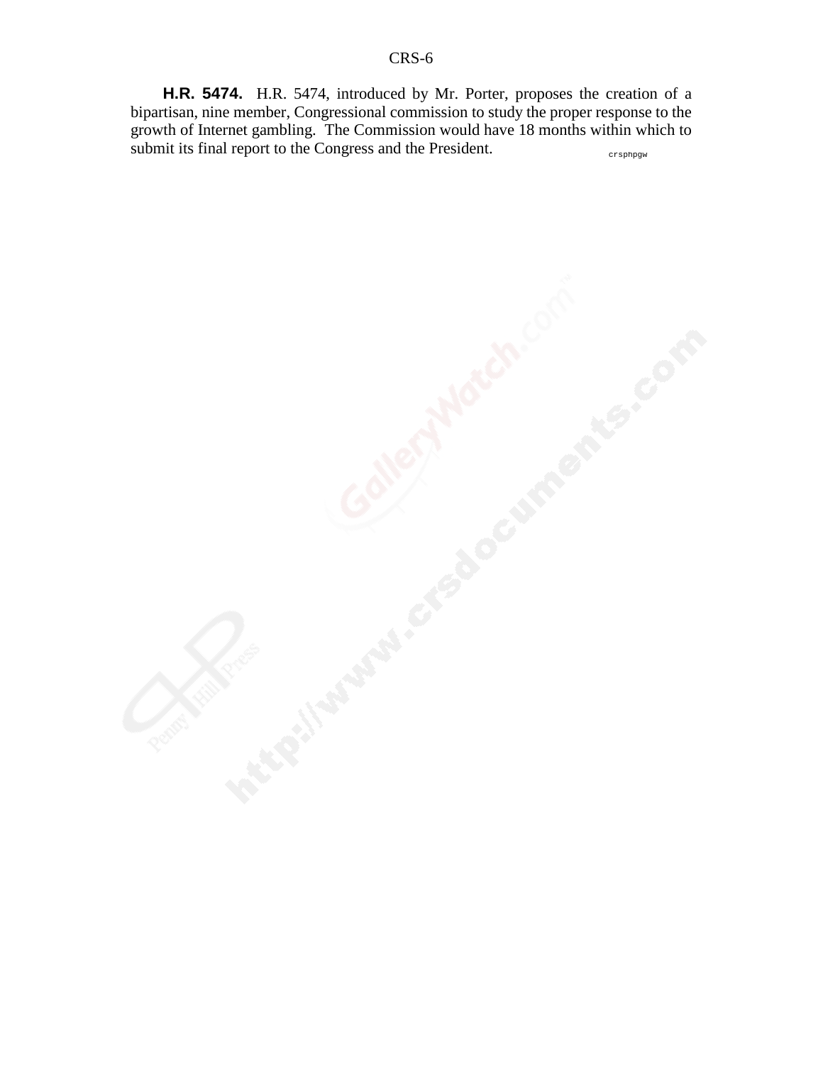**H.R. 5474.** H.R. 5474, introduced by Mr. Porter, proposes the creation of a bipartisan, nine member, Congressional commission to study the proper response to the growth of Internet gambling. The Commission would have 18 months within which to submit its final report to the Congress and the President.